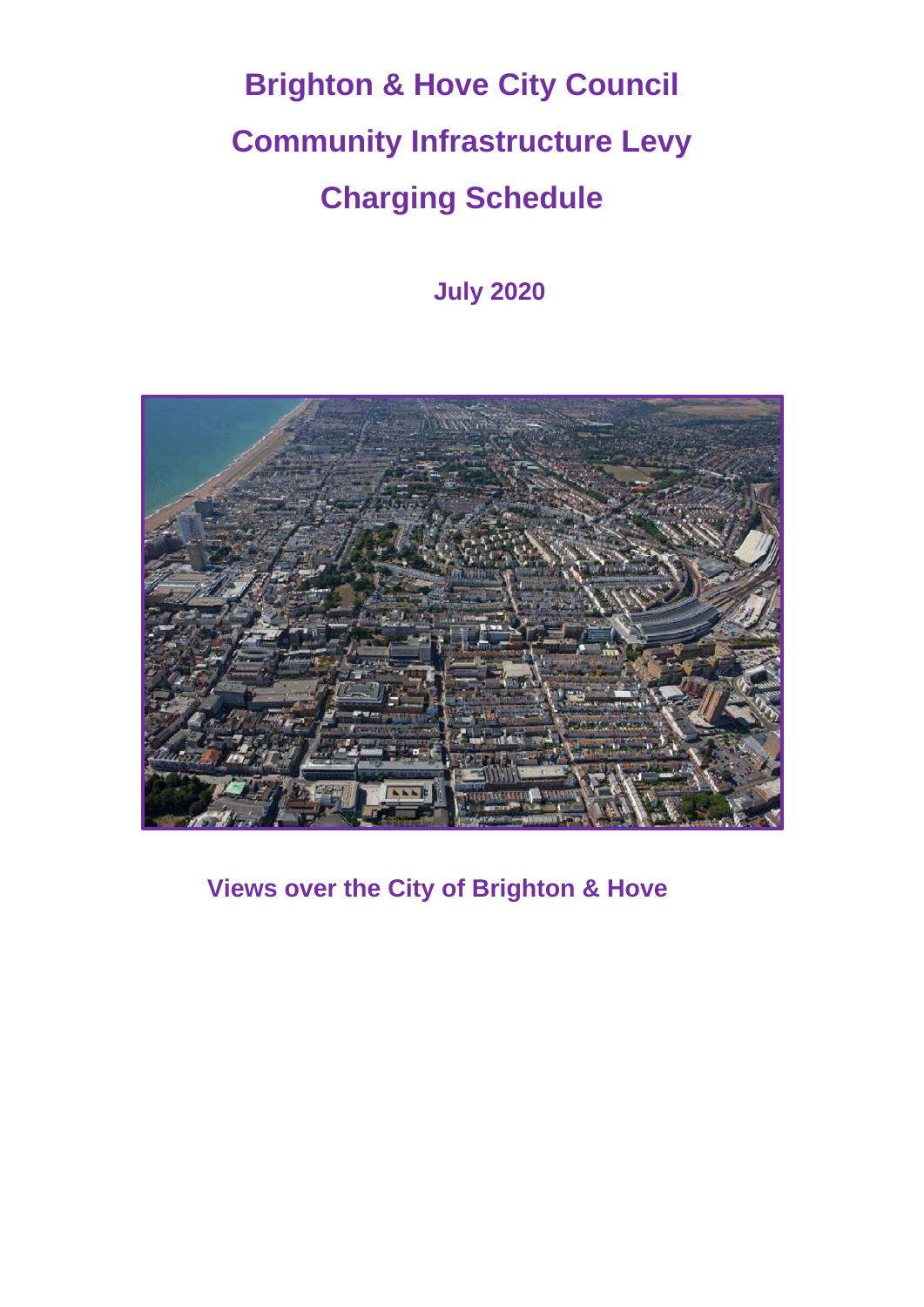# Brighton & Hove City Council

# Community Infrastructure Levy

# Charging Schedule

**July 2020**

**Views over the City of Brighton & Hove**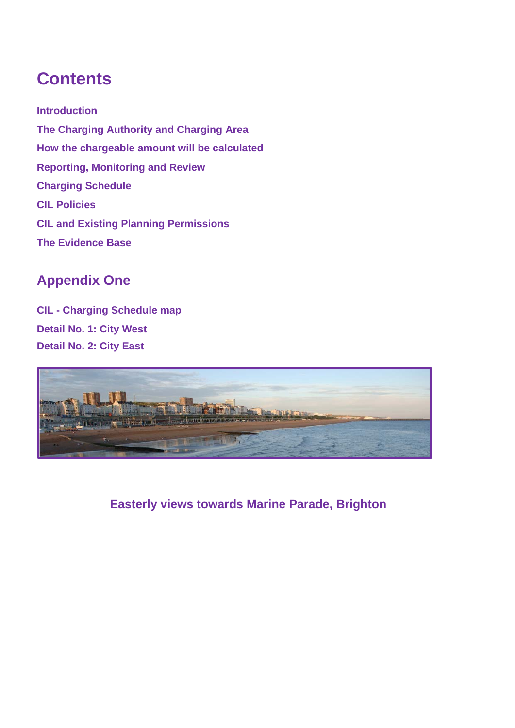# Contents

Introduction

The Charging Authority and Charging Area

How the chargeable amount will be calculated

Reporting, Monitoring and Review

Charging Schedule

CIL Policies

CIL and Existing Planning Permissions

The Evidence Base

## Appendix One

CIL - Charging Schedule map

Detail No. 1: City West

Detail No. 2: City East

Easterly views towards Marine Parade, Brighton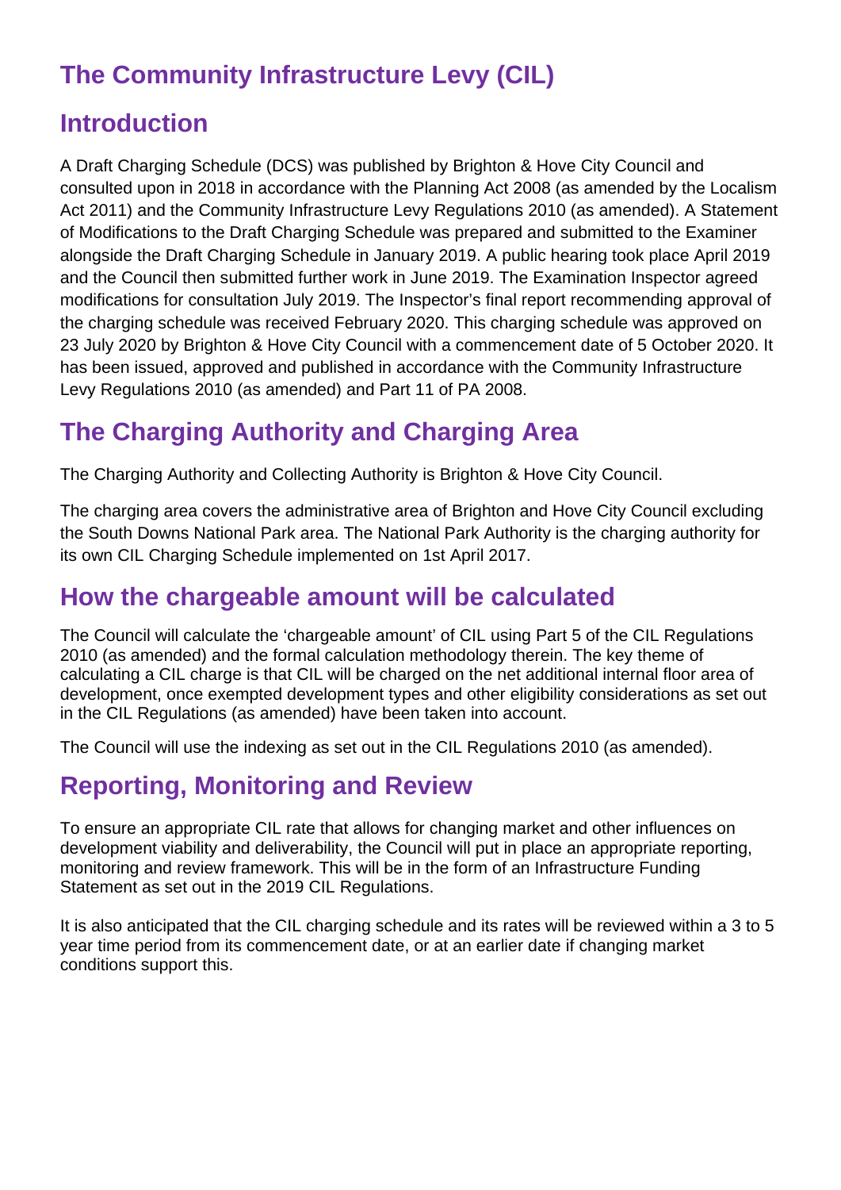# The Community Infrastructure Levy (CIL)

## Introduction

A Draft Charging Schedule (DCS) was published by Brighton & Hove City Council and consulted upon in 2018 in accordance with the Planning Act 2008 (as amended by the Localism Act 2011) and the Community Infrastructure Levy Regulations 2010 (as amended). A Statement of Modifications to the Draft Charging Schedule was prepared and submitted to the Examiner alongside the Draft Charging Schedule in January 2019. A public hearing took place April 2019 and the Council then submitted further work in June 2019. The Examination Inspector agreed modifications for consultation July 2019. The Inspector's final report recommending approval of the charging schedule was received February 2020. This charging schedule was approved on 23 July 2020 by Brighton & Hove City Council with a commencement date of 5 October 2020. It has been issued, approved and published in accordance with the Community Infrastructure Levy Regulations 2010 (as amended) and Part 11 of PA 2008.

## The Charging Authority and Charging Area

The Charging Authority and Collecting Authority is Brighton & Hove City Council.

The charging area covers the administrative area of Brighton and Hove City Council excluding the South Downs National Park area. The National Park Authority is the charging authority for its own CIL Charging Schedule implemented on 1st April 2017.

## How the chargeable amount will be calculated

The Council will calculate the 'chargeable amount' of CIL using Part 5 of the CIL Regulations 2010 (as amended) and the formal calculation methodology therein. The key theme of calculating a CIL charge is that CIL will be charged on the net additional internal floor area of development, once exempted development types and other eligibility considerations as set out in the CIL Regulations (as amended) have been taken into account.

The Council will use the indexing as set out in the CIL Regulations 2010 (as amended).

## Reporting, Monitoring and Review

To ensure an appropriate CIL rate that allows for changing market and other influences on development viability and deliverability, the Council will put in place an appropriate reporting, monitoring and review framework. This will be in the form of an Infrastructure Funding Statement as set out in the 2019 CIL Regulations.

It is also anticipated that the CIL charging schedule and its rates will be reviewed within a 3 to 5 year time period from its commencement date, or at an earlier date if changing market conditions support this.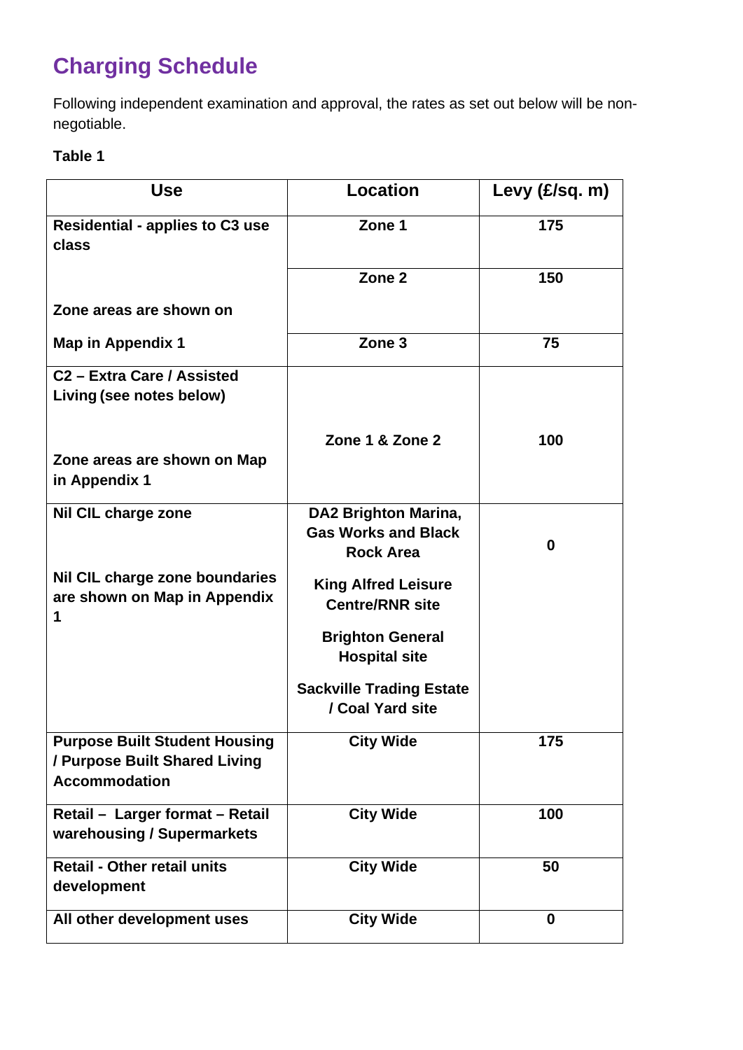# Charging Schedule

Following independent examination and approval, the rates as set out below will be non-negotiable.

**Table 1**

| Use | Location | Levy (£/sq. m) |
| --- | --- | --- |
| **Residential - applies to C3 use class** | **Zone 1** | **175** |
| | **Zone 2** | **150** |
| **Zone areas are shown on Map in Appendix 1** | **Zone 3** | **75** |
| **C2 – Extra Care / Assisted Living (see notes below)** <br> **Zone areas are shown on Map in Appendix 1** | **Zone 1 & Zone 2** | **100** |
| **Nil CIL charge zone** <br> **Nil CIL charge zone boundaries are shown on Map in Appendix 1** | **DA2 Brighton Marina, Gas Works and Black Rock Area** <br> **King Alfred Leisure Centre/RNR site** <br> **Brighton General Hospital site** <br> **Sackville Trading Estate / Coal Yard site** | **0** |
| **Purpose Built Student Housing / Purpose Built Shared Living Accommodation** | **City Wide** | **175** |
| **Retail – Larger format – Retail warehousing / Supermarkets** | **City Wide** | **100** |
| **Retail - Other retail units development** | **City Wide** | **50** |
| **All other development uses** | **City Wide** | **0** |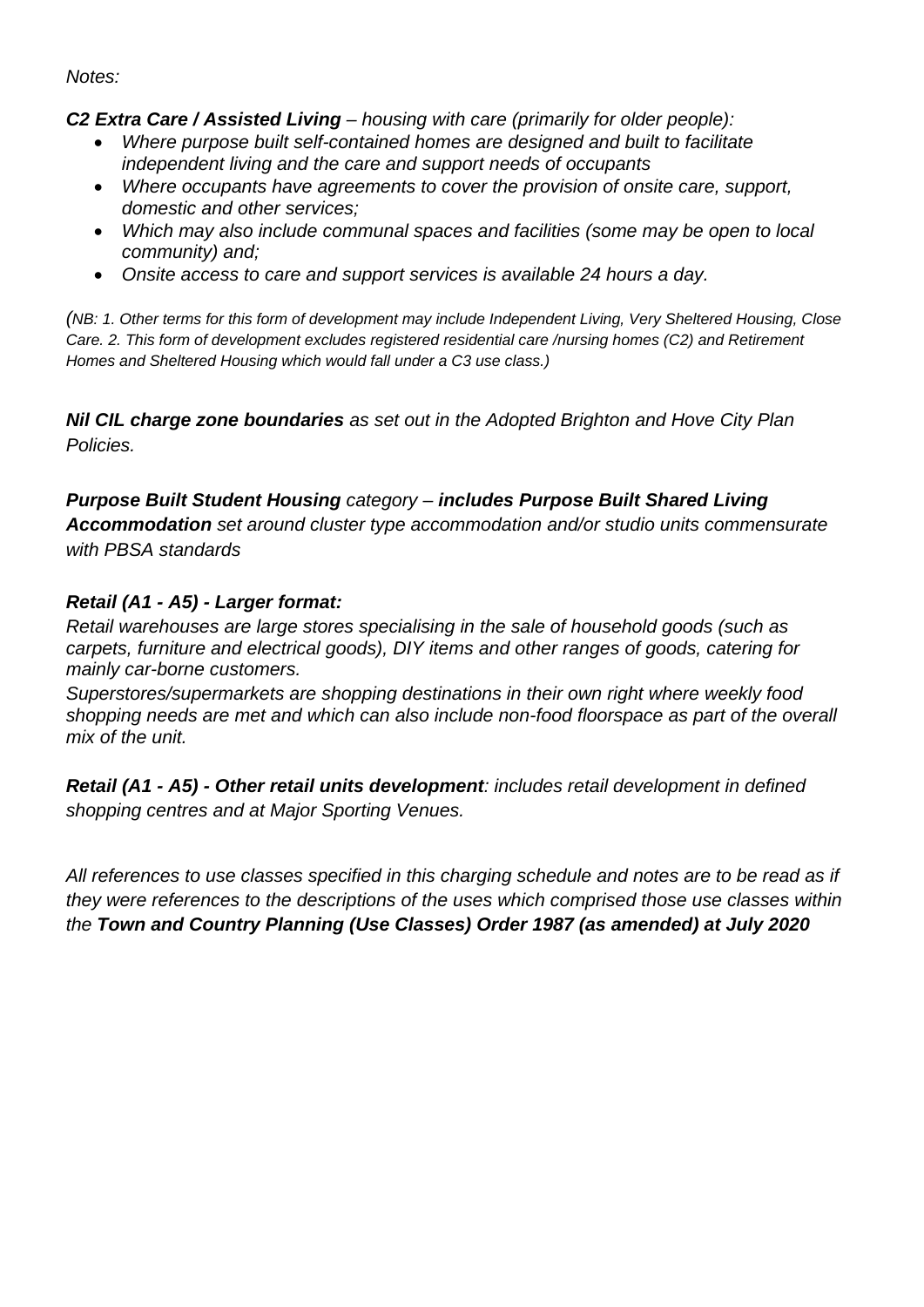*Notes:*

***C2 Extra Care / Assisted Living** – housing with care (primarily for older people):*

- *Where purpose built self-contained homes are designed and built to facilitate independent living and the care and support needs of occupants*
- *Where occupants have agreements to cover the provision of onsite care, support, domestic and other services;*
- *Which may also include communal spaces and facilities (some may be open to local community) and;*
- *Onsite access to care and support services is available 24 hours a day.*

*(NB: 1. Other terms for this form of development may include Independent Living, Very Sheltered Housing, Close Care. 2. This form of development excludes registered residential care /nursing homes (C2) and Retirement Homes and Sheltered Housing which would fall under a C3 use class.)*

***Nil CIL charge zone boundaries** as set out in the Adopted Brighton and Hove City Plan Policies.*

***Purpose Built Student Housing** category – **includes Purpose Built Shared Living Accommodation** set around cluster type accommodation and/or studio units commensurate with PBSA standards*

***Retail (A1 - A5) - Larger format:***

*Retail warehouses are large stores specialising in the sale of household goods (such as carpets, furniture and electrical goods), DIY items and other ranges of goods, catering for mainly car-borne customers.*

*Superstores/supermarkets are shopping destinations in their own right where weekly food shopping needs are met and which can also include non-food floorspace as part of the overall mix of the unit.*

***Retail (A1 - A5) - Other retail units development**: includes retail development in defined shopping centres and at Major Sporting Venues.*

*All references to use classes specified in this charging schedule and notes are to be read as if they were references to the descriptions of the uses which comprised those use classes within the **Town and Country Planning (Use Classes) Order 1987 (as amended) at July 2020***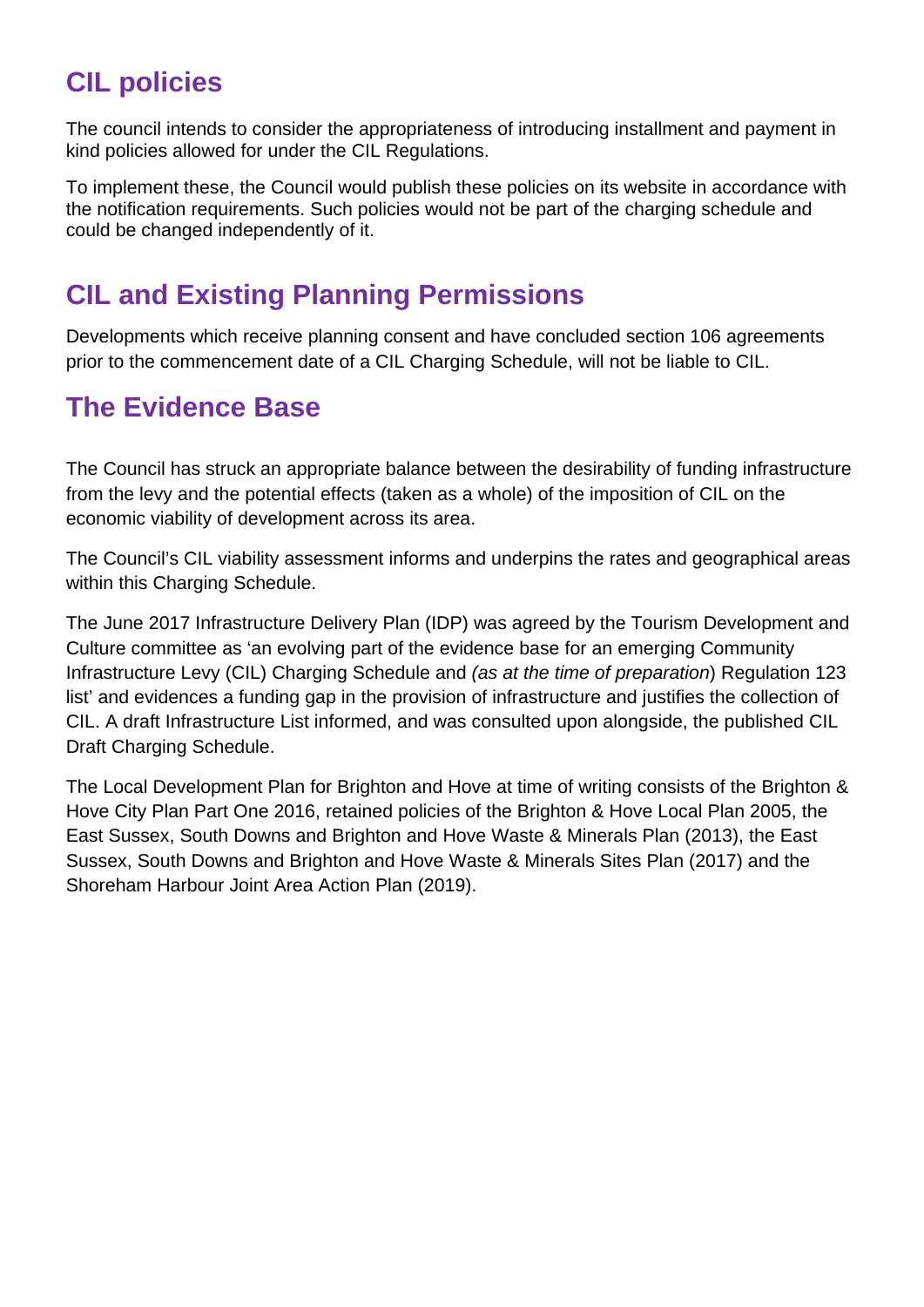## CIL policies

The council intends to consider the appropriateness of introducing installment and payment in kind policies allowed for under the CIL Regulations.

To implement these, the Council would publish these policies on its website in accordance with the notification requirements. Such policies would not be part of the charging schedule and could be changed independently of it.

## CIL and Existing Planning Permissions

Developments which receive planning consent and have concluded section 106 agreements prior to the commencement date of a CIL Charging Schedule, will not be liable to CIL.

## The Evidence Base

The Council has struck an appropriate balance between the desirability of funding infrastructure from the levy and the potential effects (taken as a whole) of the imposition of CIL on the economic viability of development across its area.

The Council's CIL viability assessment informs and underpins the rates and geographical areas within this Charging Schedule.

The June 2017 Infrastructure Delivery Plan (IDP) was agreed by the Tourism Development and Culture committee as 'an evolving part of the evidence base for an emerging Community Infrastructure Levy (CIL) Charging Schedule and *(as at the time of preparation*) Regulation 123 list' and evidences a funding gap in the provision of infrastructure and justifies the collection of CIL. A draft Infrastructure List informed, and was consulted upon alongside, the published CIL Draft Charging Schedule.

The Local Development Plan for Brighton and Hove at time of writing consists of the Brighton & Hove City Plan Part One 2016, retained policies of the Brighton & Hove Local Plan 2005, the East Sussex, South Downs and Brighton and Hove Waste & Minerals Plan (2013), the East Sussex, South Downs and Brighton and Hove Waste & Minerals Sites Plan (2017) and the Shoreham Harbour Joint Area Action Plan (2019).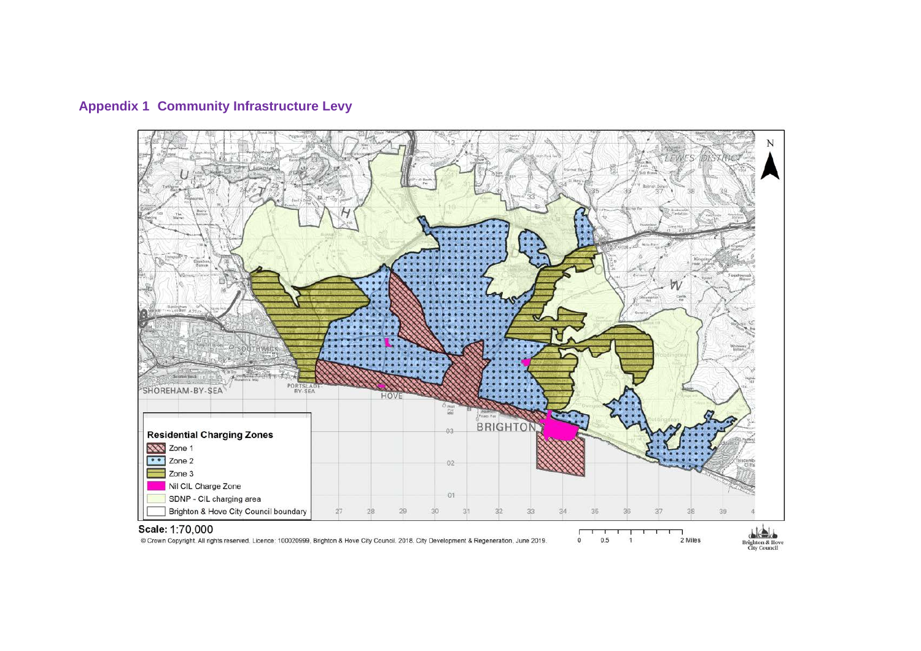## Appendix 1 Community Infrastructure Levy

**Residential Charging Zones**

- Zone 1
- Zone 2
- Zone 3
- Nil CIL Charge Zone
- SDNP - CIL charging area
- Brighton & Hove City Council boundary

Scale: 1:70,000

© Crown Copyright. All rights reserved. Licence: 100020999, Brighton & Hove City Council. 2018. City Development & Regeneration, June 2019.

0 0.5 1 2 Miles

Brighton & Hove City Council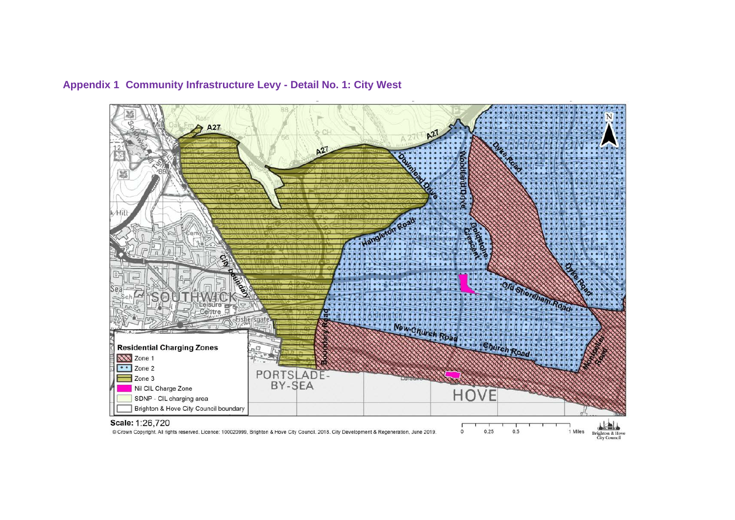## Appendix 1 Community Infrastructure Levy - Detail No. 1: City West

**Residential Charging Zones**

- Zone 1
- Zone 2
- Zone 3
- Nil CIL Charge Zone
- SDNP - CIL charging area
- Brighton & Hove City Council boundary

Scale: 1:26,720

© Crown Copyright. All rights reserved. Licence: 100020999, Brighton & Hove City Council. 2018. City Development & Regeneration, June 2019.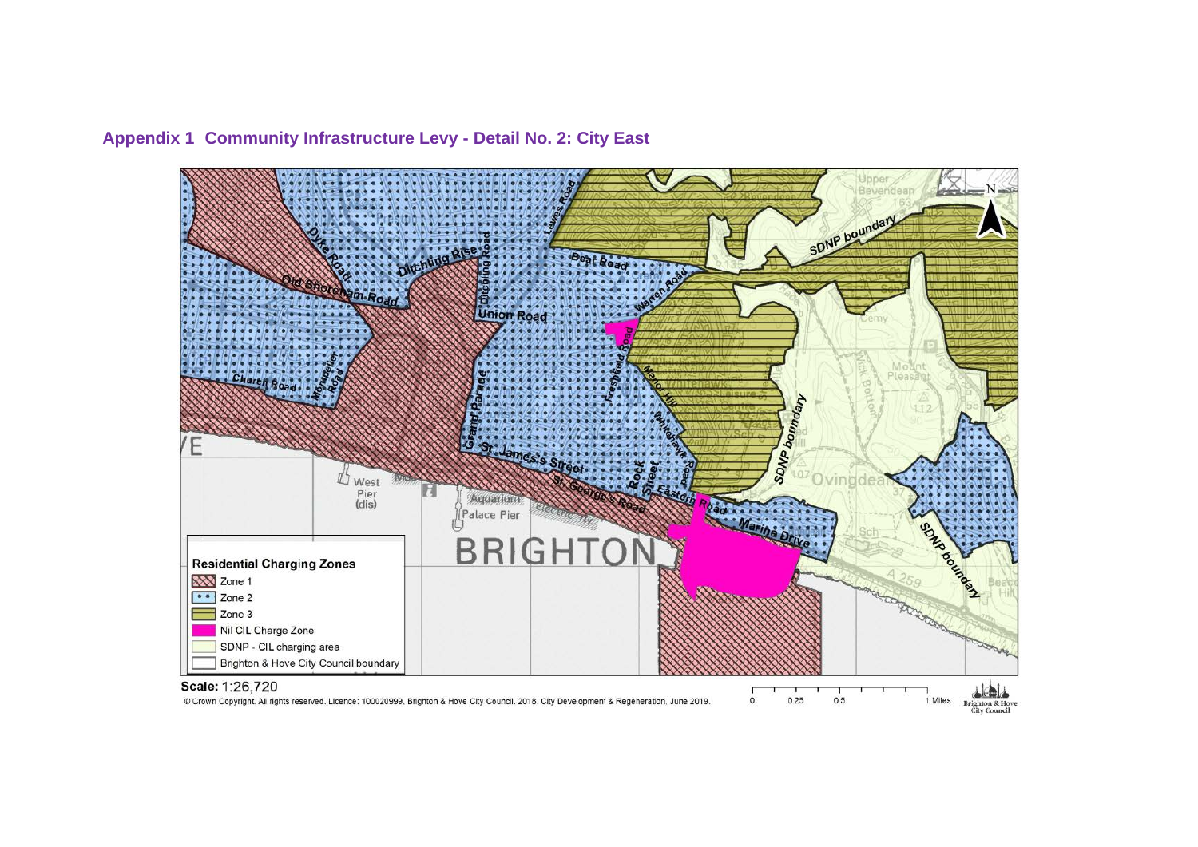## Appendix 1 Community Infrastructure Levy - Detail No. 2: City East

**Residential Charging Zones**

- Zone 1
- Zone 2
- Zone 3
- Nil CIL Charge Zone
- SDNP - CIL charging area
- Brighton & Hove City Council boundary

Scale: 1:26,720

© Crown Copyright. All rights reserved. Licence: 100020999, Brighton & Hove City Council. 2018. City Development & Regeneration. June 2019.

0 0.25 0.5 1 Miles

Brighton & Hove City Council